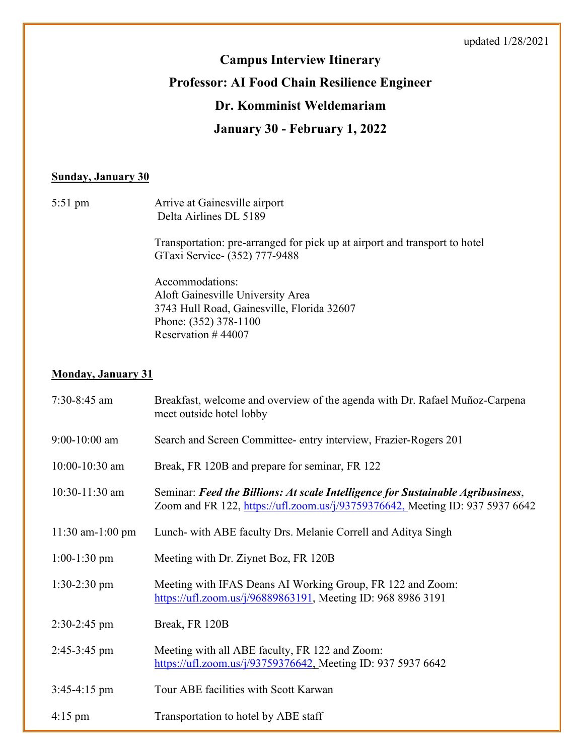updated 1/28/2021

# Campus Interview Itinerary

## Professor: AI Food Chain Resilience Engineer

## Dr. Komminist Weldemariam

## January 30 - February 1, 2022

**Sunday, January 30**

| | |
|---|---|
| 5:51 pm | Arrive at Gainesville airport<br>Delta Airlines DL 5189<br><br>Transportation: pre-arranged for pick up at airport and transport to hotel<br>GTaxi Service- (352) 777-9488<br><br>Accommodations:<br>Aloft Gainesville University Area<br>3743 Hull Road, Gainesville, Florida 32607<br>Phone: (352) 378-1100<br>Reservation # 44007 |

**Monday, January 31**

| | |
|---|---|
| 7:30-8:45 am | Breakfast, welcome and overview of the agenda with Dr. Rafael Muñoz-Carpena meet outside hotel lobby |
| 9:00-10:00 am | Search and Screen Committee- entry interview, Frazier-Rogers 201 |
| 10:00-10:30 am | Break, FR 120B and prepare for seminar, FR 122 |
| 10:30-11:30 am | Seminar: ***Feed the Billions: At scale Intelligence for Sustainable Agribusiness***, Zoom and FR 122, https://ufl.zoom.us/j/93759376642, Meeting ID: 937 5937 6642 |
| 11:30 am-1:00 pm | Lunch- with ABE faculty Drs. Melanie Correll and Aditya Singh |
| 1:00-1:30 pm | Meeting with Dr. Ziynet Boz, FR 120B |
| 1:30-2:30 pm | Meeting with IFAS Deans AI Working Group, FR 122 and Zoom: https://ufl.zoom.us/j/96889863191, Meeting ID: 968 8986 3191 |
| 2:30-2:45 pm | Break, FR 120B |
| 2:45-3:45 pm | Meeting with all ABE faculty, FR 122 and Zoom: https://ufl.zoom.us/j/93759376642, Meeting ID: 937 5937 6642 |
| 3:45-4:15 pm | Tour ABE facilities with Scott Karwan |
| 4:15 pm | Transportation to hotel by ABE staff |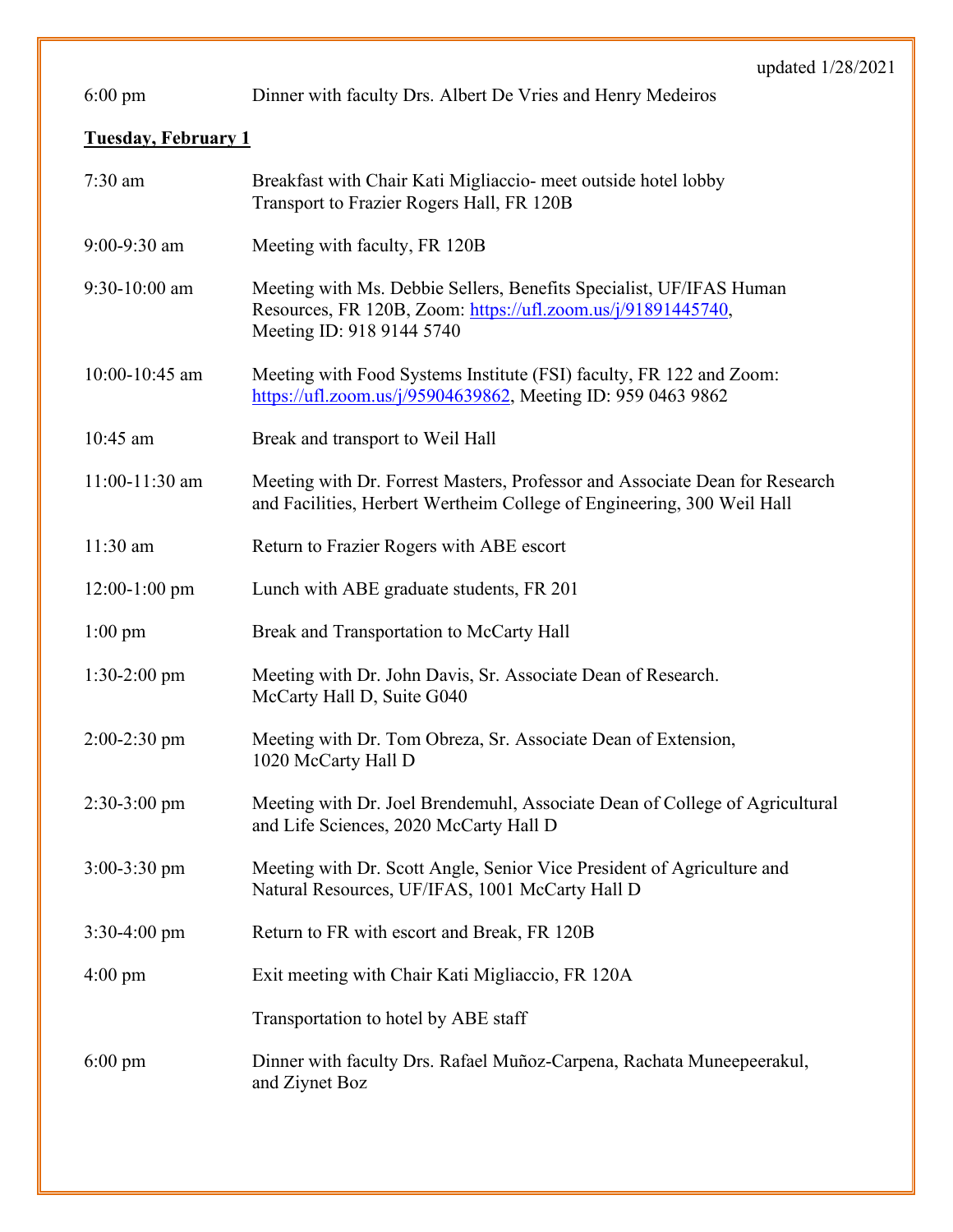updated 1/28/2021

| | |
|---|---|
| 6:00 pm | Dinner with faculty Drs. Albert De Vries and Henry Medeiros |

**Tuesday, February 1**

| | |
|---|---|
| 7:30 am | Breakfast with Chair Kati Migliaccio- meet outside hotel lobby<br>Transport to Frazier Rogers Hall, FR 120B |
| 9:00-9:30 am | Meeting with faculty, FR 120B |
| 9:30-10:00 am | Meeting with Ms. Debbie Sellers, Benefits Specialist, UF/IFAS Human Resources, FR 120B, Zoom: https://ufl.zoom.us/j/91891445740,<br>Meeting ID: 918 9144 5740 |
| 10:00-10:45 am | Meeting with Food Systems Institute (FSI) faculty, FR 122 and Zoom: https://ufl.zoom.us/j/95904639862, Meeting ID: 959 0463 9862 |
| 10:45 am | Break and transport to Weil Hall |
| 11:00-11:30 am | Meeting with Dr. Forrest Masters, Professor and Associate Dean for Research and Facilities, Herbert Wertheim College of Engineering, 300 Weil Hall |
| 11:30 am | Return to Frazier Rogers with ABE escort |
| 12:00-1:00 pm | Lunch with ABE graduate students, FR 201 |
| 1:00 pm | Break and Transportation to McCarty Hall |
| 1:30-2:00 pm | Meeting with Dr. John Davis, Sr. Associate Dean of Research.<br>McCarty Hall D, Suite G040 |
| 2:00-2:30 pm | Meeting with Dr. Tom Obreza, Sr. Associate Dean of Extension,<br>1020 McCarty Hall D |
| 2:30-3:00 pm | Meeting with Dr. Joel Brendemuhl, Associate Dean of College of Agricultural and Life Sciences, 2020 McCarty Hall D |
| 3:00-3:30 pm | Meeting with Dr. Scott Angle, Senior Vice President of Agriculture and Natural Resources, UF/IFAS, 1001 McCarty Hall D |
| 3:30-4:00 pm | Return to FR with escort and Break, FR 120B |
| 4:00 pm | Exit meeting with Chair Kati Migliaccio, FR 120A |
| | Transportation to hotel by ABE staff |
| 6:00 pm | Dinner with faculty Drs. Rafael Muñoz-Carpena, Rachata Muneepeerakul, and Ziynet Boz |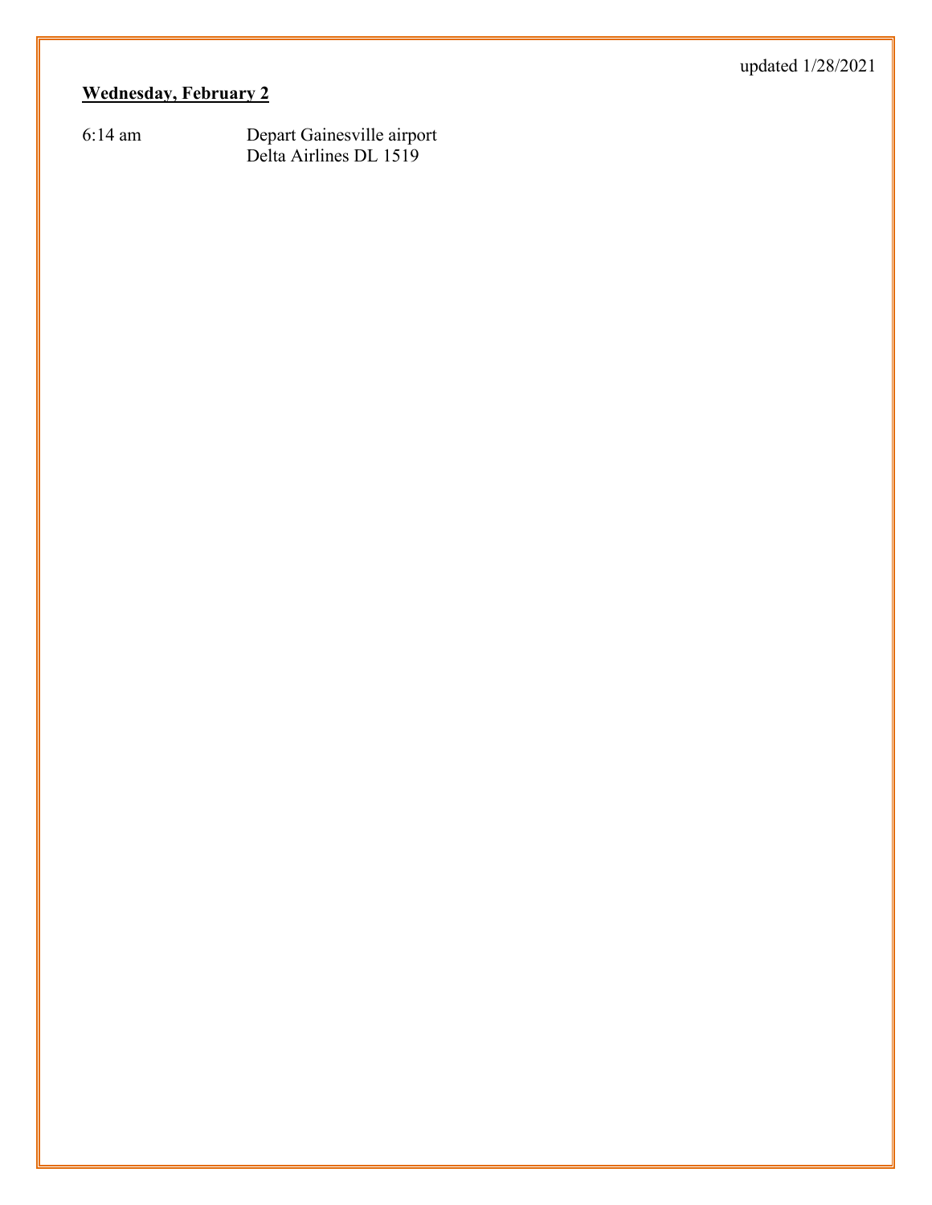updated 1/28/2021

**Wednesday, February 2**

| | |
|---|---|
| 6:14 am | Depart Gainesville airport<br>Delta Airlines DL 1519 |